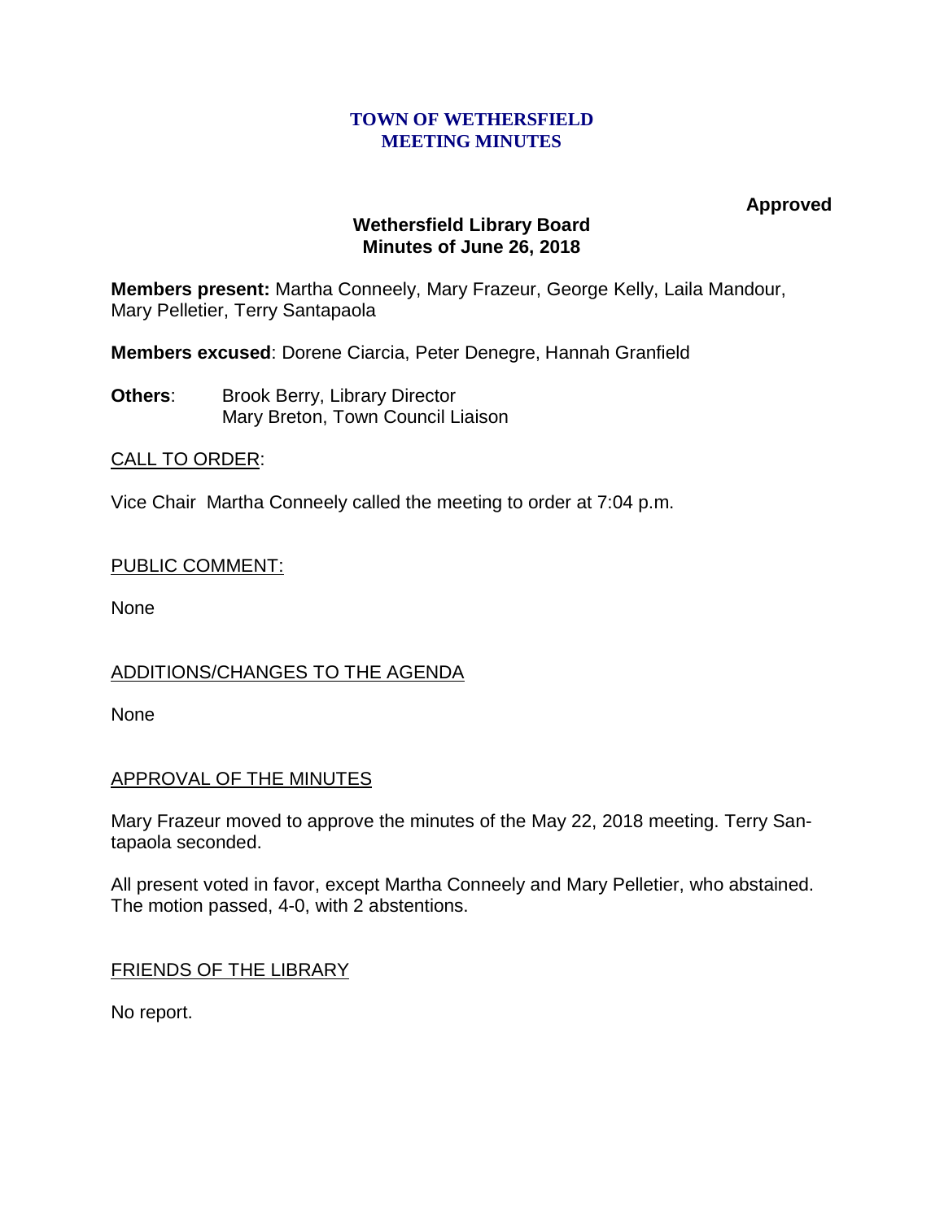# TOWN OF WETHERSFIELD
# MEETING MINUTES

**Approved**

## Wethersfield Library Board
## Minutes of June 26, 2018

**Members present:** Martha Conneely, Mary Frazeur, George Kelly, Laila Mandour, Mary Pelletier, Terry Santapaola

**Members excused**: Dorene Ciarcia, Peter Denegre, Hannah Granfield

**Others**: Brook Berry, Library Director
Mary Breton, Town Council Liaison

CALL TO ORDER:

Vice Chair Martha Conneely called the meeting to order at 7:04 p.m.

PUBLIC COMMENT:

None

ADDITIONS/CHANGES TO THE AGENDA

None

APPROVAL OF THE MINUTES

Mary Frazeur moved to approve the minutes of the May 22, 2018 meeting. Terry Santapaola seconded.

All present voted in favor, except Martha Conneely and Mary Pelletier, who abstained. The motion passed, 4-0, with 2 abstentions.

FRIENDS OF THE LIBRARY

No report.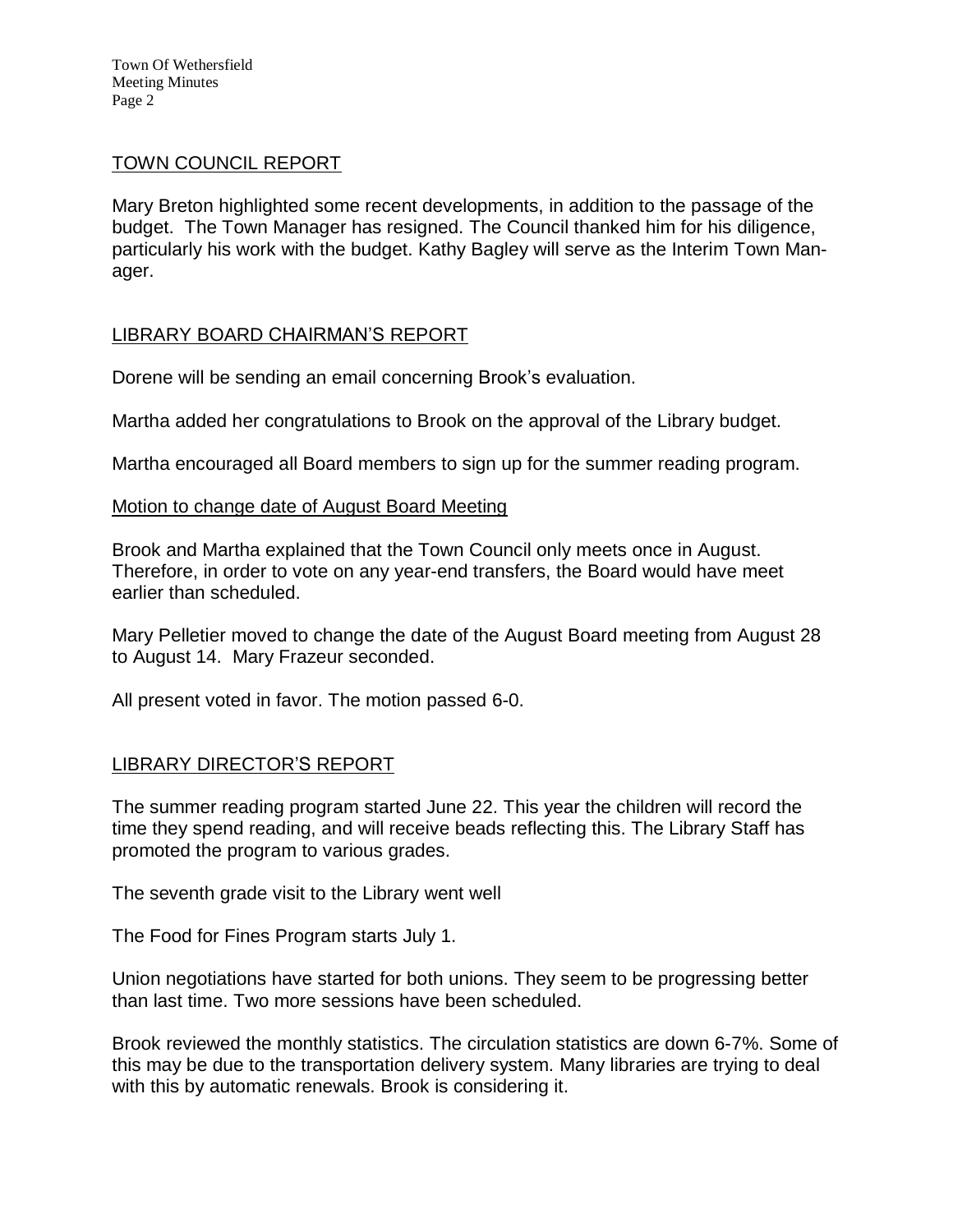## TOWN COUNCIL REPORT

Mary Breton highlighted some recent developments, in addition to the passage of the budget. The Town Manager has resigned. The Council thanked him for his diligence, particularly his work with the budget. Kathy Bagley will serve as the Interim Town Manager.

## LIBRARY BOARD CHAIRMAN'S REPORT

Dorene will be sending an email concerning Brook's evaluation.

Martha added her congratulations to Brook on the approval of the Library budget.

Martha encouraged all Board members to sign up for the summer reading program.

### Motion to change date of August Board Meeting

Brook and Martha explained that the Town Council only meets once in August. Therefore, in order to vote on any year-end transfers, the Board would have meet earlier than scheduled.

Mary Pelletier moved to change the date of the August Board meeting from August 28 to August 14. Mary Frazeur seconded.

All present voted in favor. The motion passed 6-0.

## LIBRARY DIRECTOR'S REPORT

The summer reading program started June 22. This year the children will record the time they spend reading, and will receive beads reflecting this. The Library Staff has promoted the program to various grades.

The seventh grade visit to the Library went well

The Food for Fines Program starts July 1.

Union negotiations have started for both unions. They seem to be progressing better than last time. Two more sessions have been scheduled.

Brook reviewed the monthly statistics. The circulation statistics are down 6-7%. Some of this may be due to the transportation delivery system. Many libraries are trying to deal with this by automatic renewals. Brook is considering it.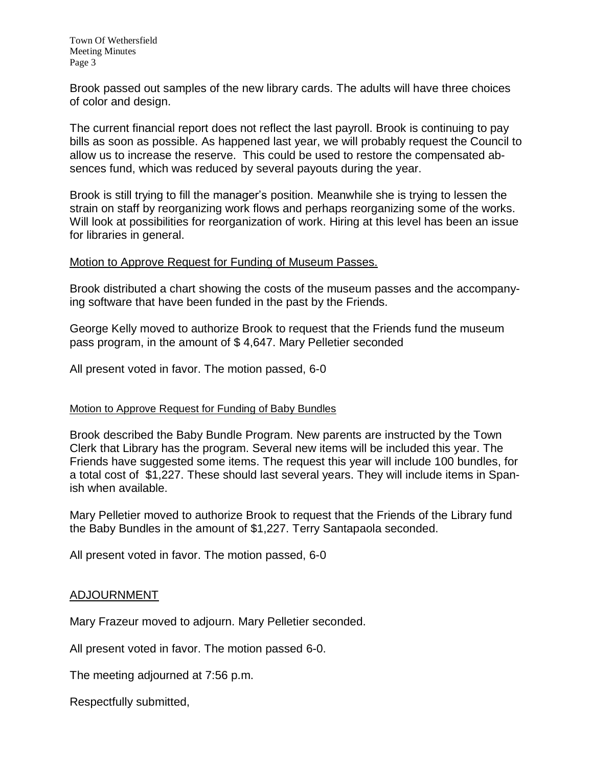Brook passed out samples of the new library cards. The adults will have three choices of color and design.

The current financial report does not reflect the last payroll. Brook is continuing to pay bills as soon as possible. As happened last year, we will probably request the Council to allow us to increase the reserve. This could be used to restore the compensated absences fund, which was reduced by several payouts during the year.

Brook is still trying to fill the manager's position. Meanwhile she is trying to lessen the strain on staff by reorganizing work flows and perhaps reorganizing some of the works. Will look at possibilities for reorganization of work. Hiring at this level has been an issue for libraries in general.

Motion to Approve Request for Funding of Museum Passes.

Brook distributed a chart showing the costs of the museum passes and the accompanying software that have been funded in the past by the Friends.

George Kelly moved to authorize Brook to request that the Friends fund the museum pass program, in the amount of $ 4,647. Mary Pelletier seconded

All present voted in favor. The motion passed, 6-0

Motion to Approve Request for Funding of Baby Bundles

Brook described the Baby Bundle Program. New parents are instructed by the Town Clerk that Library has the program. Several new items will be included this year. The Friends have suggested some items. The request this year will include 100 bundles, for a total cost of $1,227. These should last several years. They will include items in Spanish when available.

Mary Pelletier moved to authorize Brook to request that the Friends of the Library fund the Baby Bundles in the amount of $1,227. Terry Santapaola seconded.

All present voted in favor. The motion passed, 6-0

## ADJOURNMENT

Mary Frazeur moved to adjourn. Mary Pelletier seconded.

All present voted in favor. The motion passed 6-0.

The meeting adjourned at 7:56 p.m.

Respectfully submitted,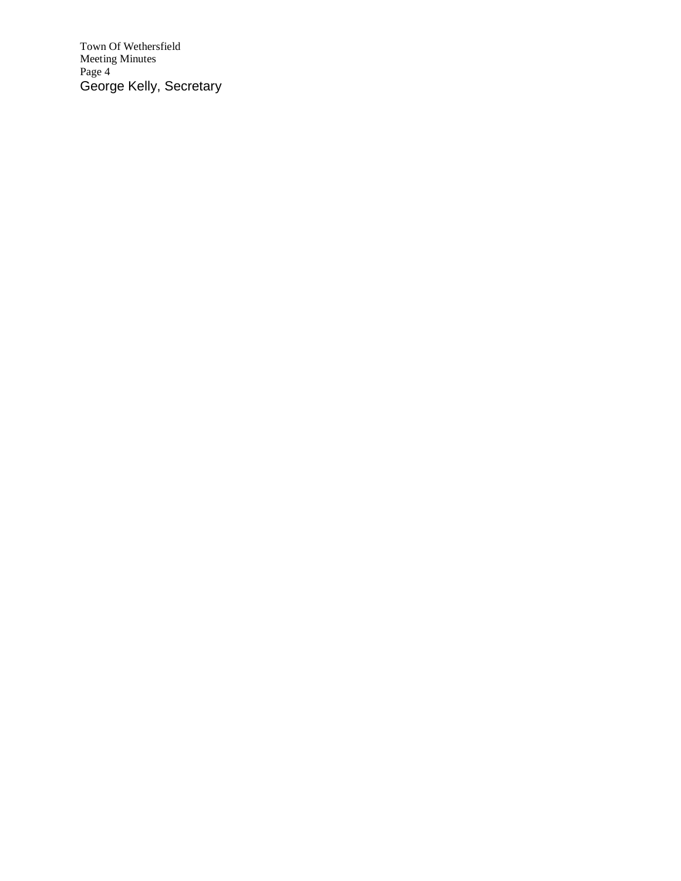George Kelly, Secretary